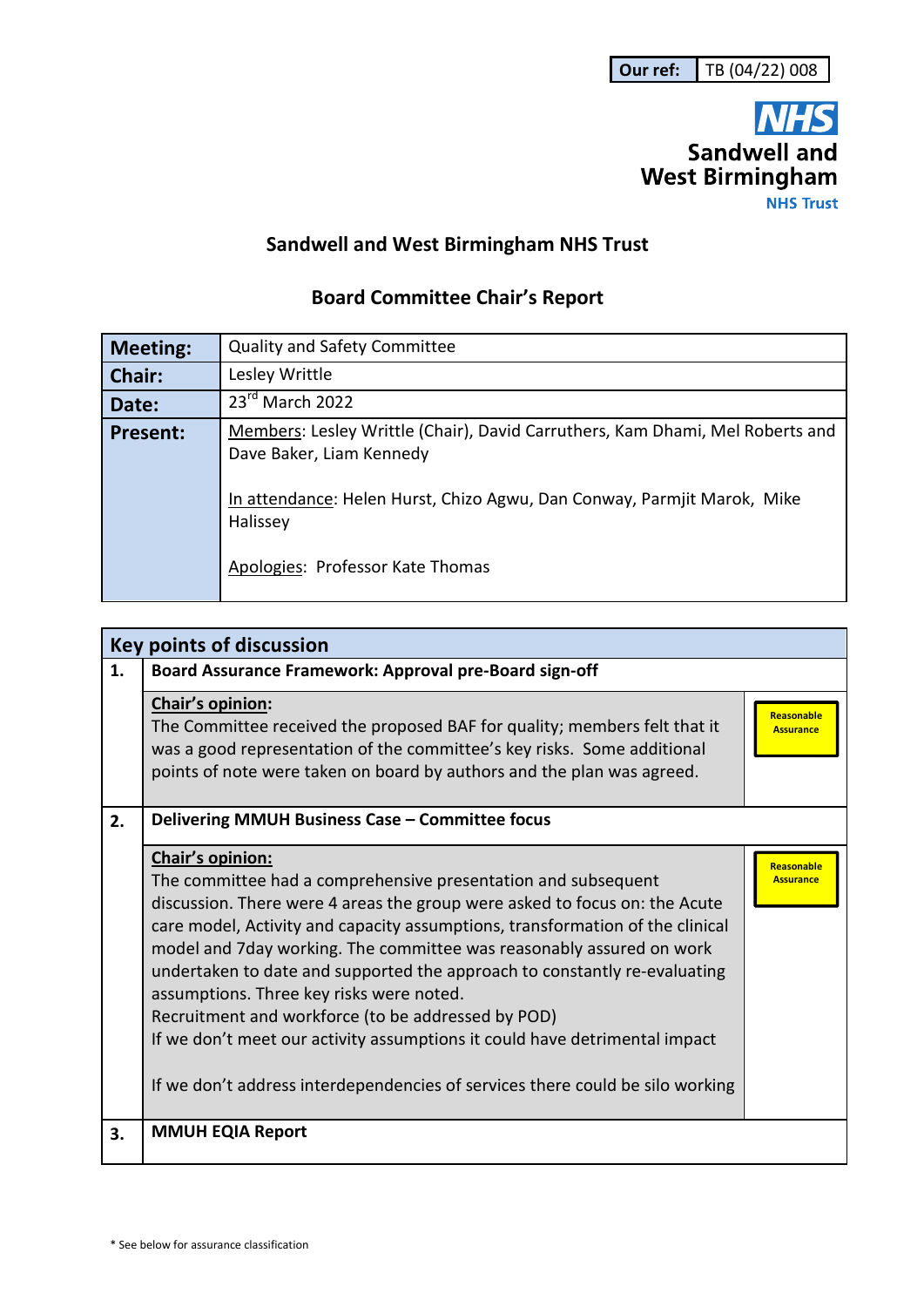| Our ref: | TB (04/22) 008 |
|---|---|

Sandwell and West Birmingham NHS Trust

# Sandwell and West Birmingham NHS Trust

## Board Committee Chair's Report

| | |
|---|---|
| **Meeting:** | Quality and Safety Committee |
| **Chair:** | Lesley Writtle |
| **Date:** | 23rd March 2022 |
| **Present:** | Members: Lesley Writtle (Chair), David Carruthers, Kam Dhami, Mel Roberts and Dave Baker, Liam Kennedy<br><br>In attendance: Helen Hurst, Chizo Agwu, Dan Conway, Parmjit Marok, Mike Halissey<br><br>Apologies: Professor Kate Thomas |

| Key points of discussion | | |
|---|---|---|
| **1.** | **Board Assurance Framework: Approval pre-Board sign-off** | |
| | **Chair's opinion:**<br>The Committee received the proposed BAF for quality; members felt that it was a good representation of the committee's key risks. Some additional points of note were taken on board by authors and the plan was agreed. | Reasonable Assurance |
| **2.** | **Delivering MMUH Business Case – Committee focus** | |
| | **Chair's opinion:**<br>The committee had a comprehensive presentation and subsequent discussion. There were 4 areas the group were asked to focus on: the Acute care model, Activity and capacity assumptions, transformation of the clinical model and 7day working. The committee was reasonably assured on work undertaken to date and supported the approach to constantly re-evaluating assumptions. Three key risks were noted.<br>Recruitment and workforce (to be addressed by POD)<br>If we don't meet our activity assumptions it could have detrimental impact<br><br>If we don't address interdependencies of services there could be silo working | Reasonable Assurance |
| **3.** | **MMUH EQIA Report** | |

\* See below for assurance classification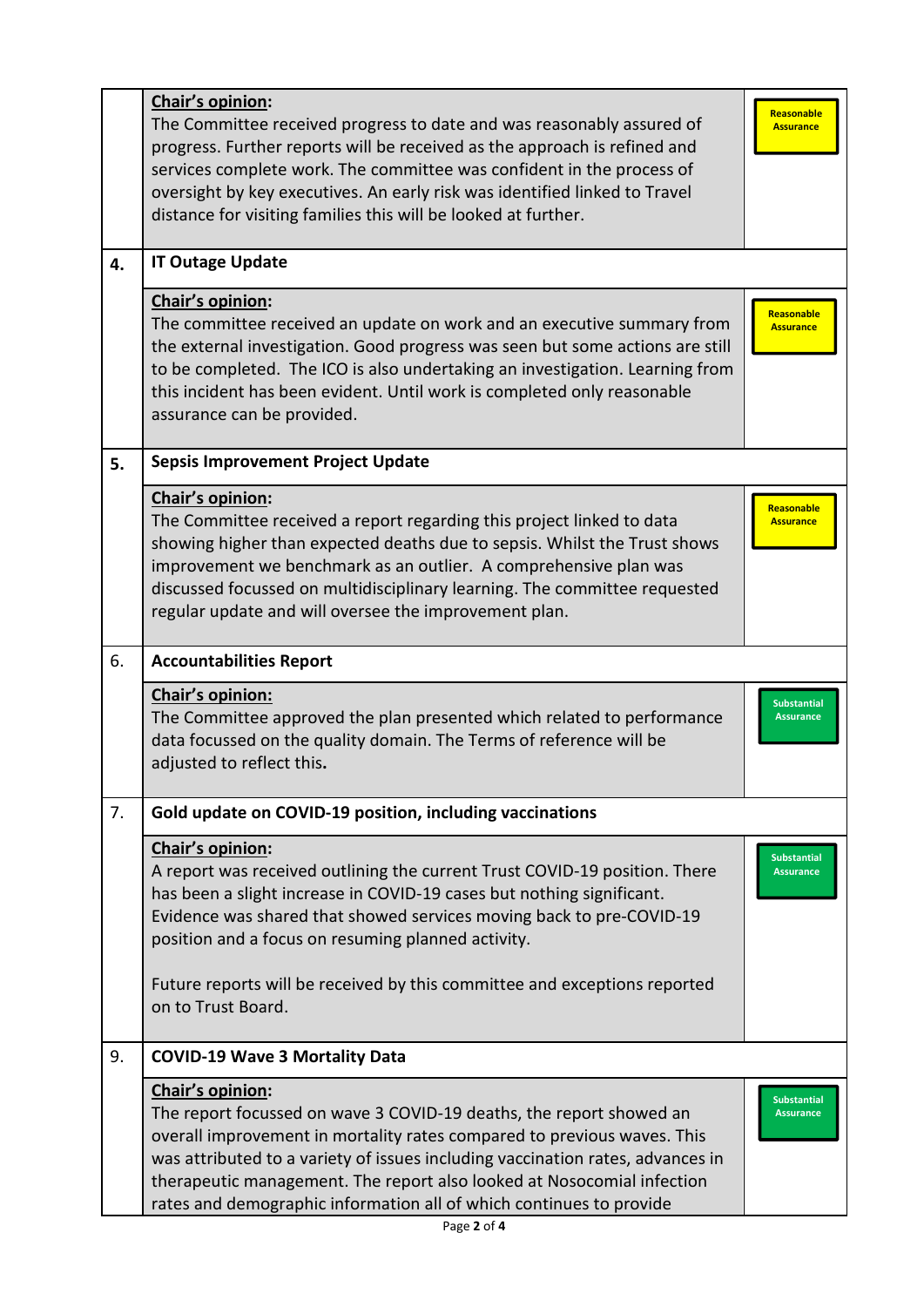| | | |
|---|---|---|
| | **Chair's opinion:** The Committee received progress to date and was reasonably assured of progress. Further reports will be received as the approach is refined and services complete work. The committee was confident in the process of oversight by key executives. An early risk was identified linked to Travel distance for visiting families this will be looked at further. | Reasonable Assurance |
| **4.** | **IT Outage Update** | |
| | **Chair's opinion:** The committee received an update on work and an executive summary from the external investigation. Good progress was seen but some actions are still to be completed. The ICO is also undertaking an investigation. Learning from this incident has been evident. Until work is completed only reasonable assurance can be provided. | Reasonable Assurance |
| **5.** | **Sepsis Improvement Project Update** | |
| | **Chair's opinion:** The Committee received a report regarding this project linked to data showing higher than expected deaths due to sepsis. Whilst the Trust shows improvement we benchmark as an outlier. A comprehensive plan was discussed focussed on multidisciplinary learning. The committee requested regular update and will oversee the improvement plan. | Reasonable Assurance |
| 6. | **Accountabilities Report** | |
| | **Chair's opinion:** The Committee approved the plan presented which related to performance data focussed on the quality domain. The Terms of reference will be adjusted to reflect this. | Substantial Assurance |
| 7. | **Gold update on COVID-19 position, including vaccinations** | |
| | **Chair's opinion:** A report was received outlining the current Trust COVID-19 position. There has been a slight increase in COVID-19 cases but nothing significant. Evidence was shared that showed services moving back to pre-COVID-19 position and a focus on resuming planned activity.<br><br>Future reports will be received by this committee and exceptions reported on to Trust Board. | Substantial Assurance |
| 9. | **COVID-19 Wave 3 Mortality Data** | |
| | **Chair's opinion:** The report focussed on wave 3 COVID-19 deaths, the report showed an overall improvement in mortality rates compared to previous waves. This was attributed to a variety of issues including vaccination rates, advances in therapeutic management. The report also looked at Nosocomial infection rates and demographic information all of which continues to provide | Substantial Assurance |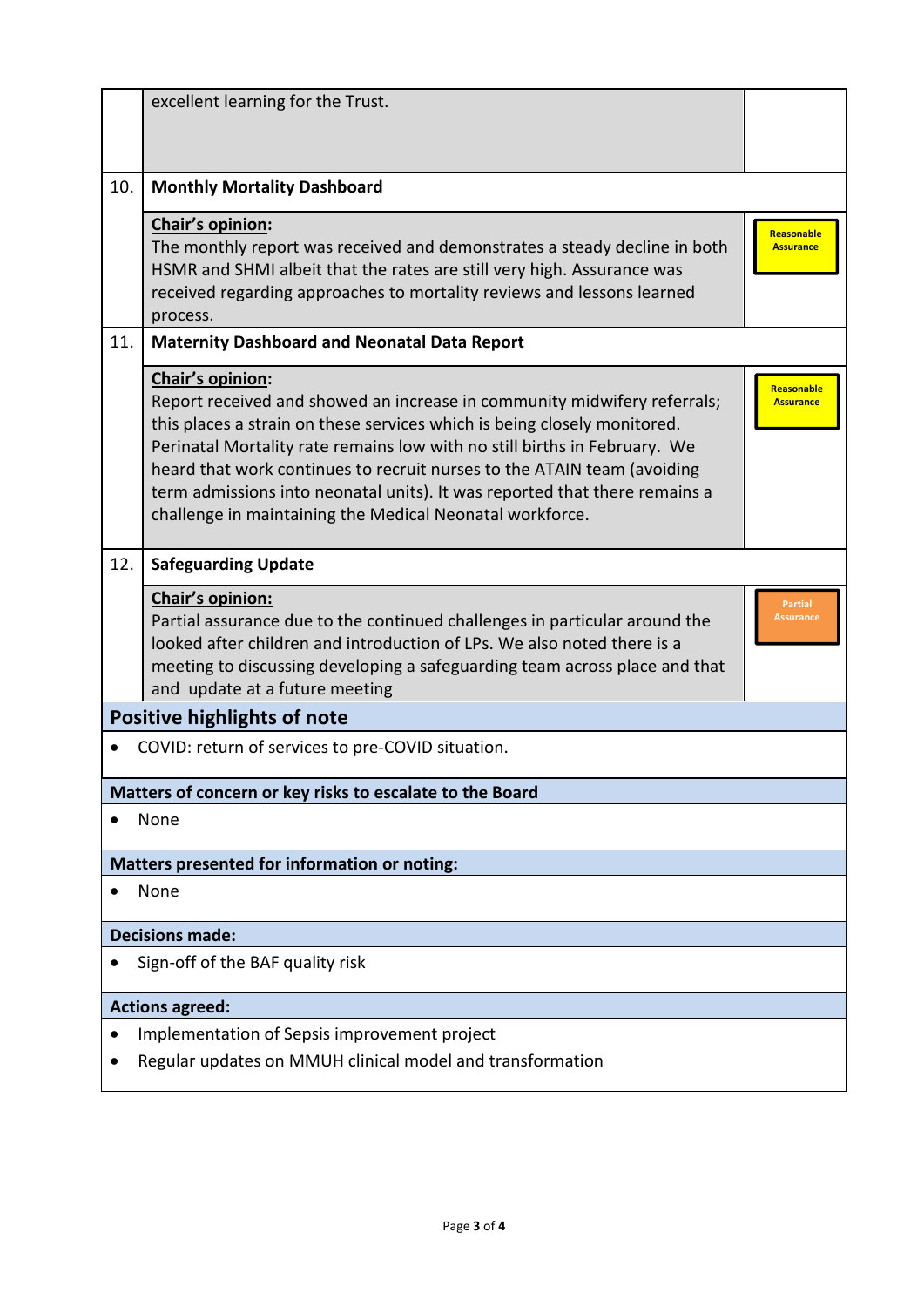| | | |
|---|---|---|
| | excellent learning for the Trust. | |
| 10. | **Monthly Mortality Dashboard** | |
| | **Chair's opinion:**<br>The monthly report was received and demonstrates a steady decline in both HSMR and SHMI albeit that the rates are still very high. Assurance was received regarding approaches to mortality reviews and lessons learned process. | Reasonable Assurance |
| 11. | **Maternity Dashboard and Neonatal Data Report** | |
| | **Chair's opinion:**<br>Report received and showed an increase in community midwifery referrals; this places a strain on these services which is being closely monitored. Perinatal Mortality rate remains low with no still births in February. We heard that work continues to recruit nurses to the ATAIN team (avoiding term admissions into neonatal units). It was reported that there remains a challenge in maintaining the Medical Neonatal workforce. | Reasonable Assurance |
| 12. | **Safeguarding Update** | |
| | **Chair's opinion:**<br>Partial assurance due to the continued challenges in particular around the looked after children and introduction of LPs. We also noted there is a meeting to discussing developing a safeguarding team across place and that and update at a future meeting | Partial Assurance |

## Positive highlights of note

- COVID: return of services to pre-COVID situation.

**Matters of concern or key risks to escalate to the Board**

- None

**Matters presented for information or noting:**

- None

**Decisions made:**

- Sign-off of the BAF quality risk

**Actions agreed:**

- Implementation of Sepsis improvement project
- Regular updates on MMUH clinical model and transformation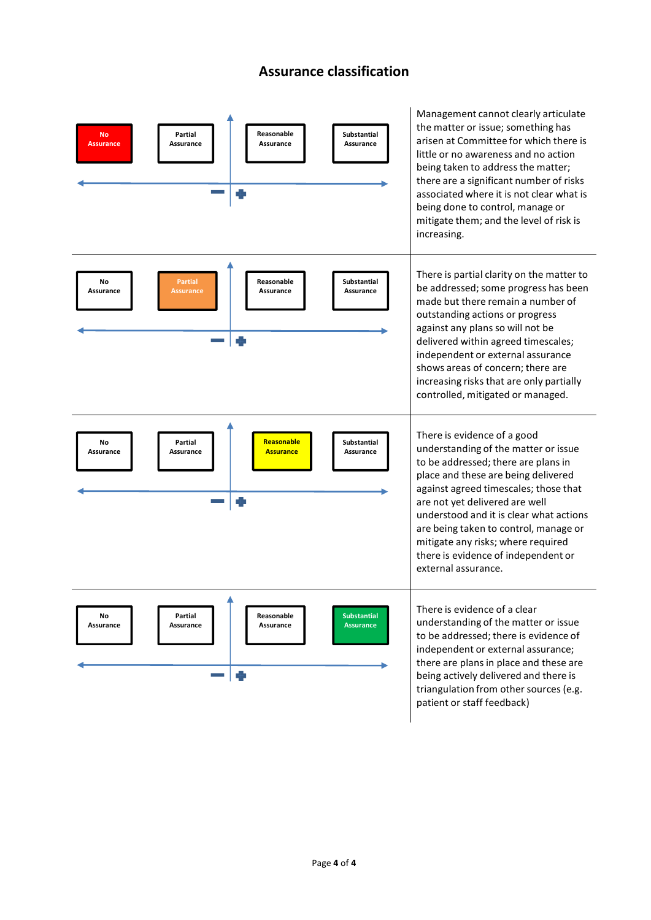# Assurance classification

| | |
|---|---|
| **No Assurance** (highlighted) · Partial Assurance · Reasonable Assurance · Substantial Assurance | Management cannot clearly articulate the matter or issue; something has arisen at Committee for which there is little or no awareness and no action being taken to address the matter; there are a significant number of risks associated where it is not clear what is being done to control, manage or mitigate them; and the level of risk is increasing. |
| No Assurance · **Partial Assurance** (highlighted) · Reasonable Assurance · Substantial Assurance | There is partial clarity on the matter to be addressed; some progress has been made but there remain a number of outstanding actions or progress against any plans so will not be delivered within agreed timescales; independent or external assurance shows areas of concern; there are increasing risks that are only partially controlled, mitigated or managed. |
| No Assurance · Partial Assurance · **Reasonable Assurance** (highlighted) · Substantial Assurance | There is evidence of a good understanding of the matter or issue to be addressed; there are plans in place and these are being delivered against agreed timescales; those that are not yet delivered are well understood and it is clear what actions are being taken to control, manage or mitigate any risks; where required there is evidence of independent or external assurance. |
| No Assurance · Partial Assurance · Reasonable Assurance · **Substantial Assurance** (highlighted) | There is evidence of a clear understanding of the matter or issue to be addressed; there is evidence of independent or external assurance; there are plans in place and these are being actively delivered and there is triangulation from other sources (e.g. patient or staff feedback) |